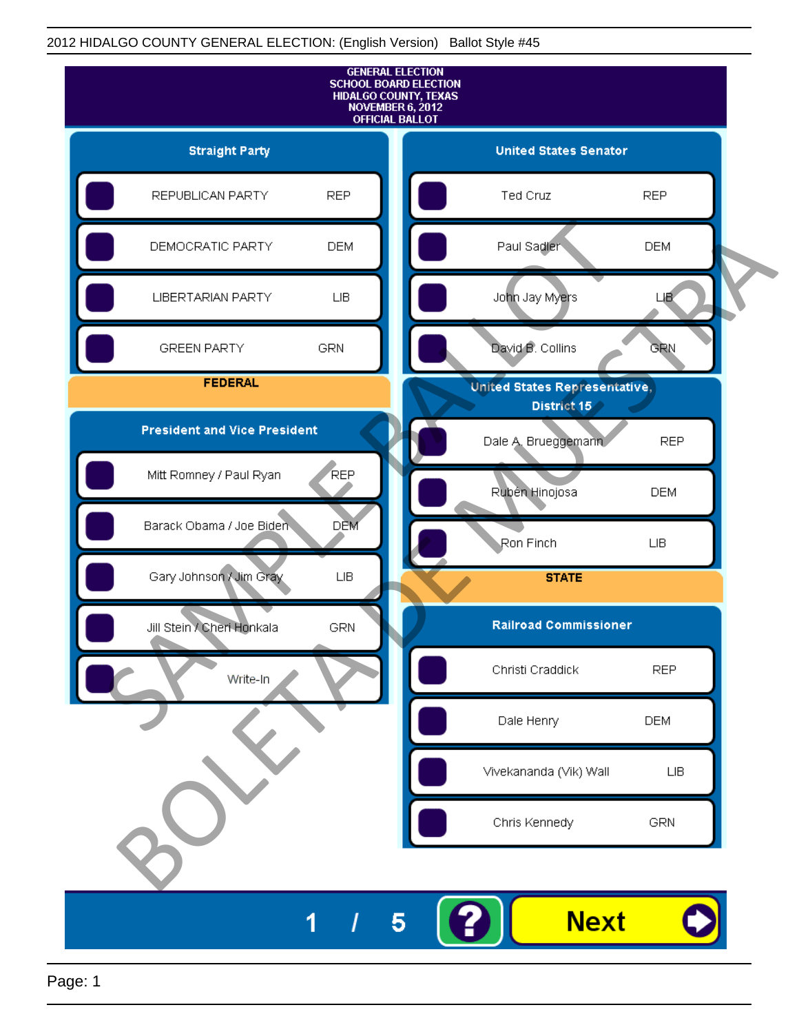2012 HIDALGO COUNTY GENERAL ELECTION: (English Version) Ballot Style #45

# GENERAL ELECTION
# SCHOOL BOARD ELECTION
# HIDALGO COUNTY, TEXAS
# NOVEMBER 6, 2012
# OFFICIAL BALLOT

## Straight Party

| Party | |
|---|---|
| REPUBLICAN PARTY | REP |
| DEMOCRATIC PARTY | DEM |
| LIBERTARIAN PARTY | LIB |
| GREEN PARTY | GRN |

## FEDERAL

### President and Vice President

| Candidate | |
|---|---|
| Mitt Romney / Paul Ryan | REP |
| Barack Obama / Joe Biden | DEM |
| Gary Johnson / Jim Gray | LIB |
| Jill Stein / Cheri Honkala | GRN |
| Write-In | |

### United States Senator

| Candidate | |
|---|---|
| Ted Cruz | REP |
| Paul Sadler | DEM |
| John Jay Myers | LIB |
| David B. Collins | GRN |

### United States Representative, District 15

| Candidate | |
|---|---|
| Dale A. Brueggemann | REP |
| Rubén Hinojosa | DEM |
| Ron Finch | LIB |

## STATE

### Railroad Commissioner

| Candidate | |
|---|---|
| Christi Craddick | REP |
| Dale Henry | DEM |
| Vivekananda (Vik) Wall | LIB |
| Chris Kennedy | GRN |

SAMPLE BALLOT BOLETA DE MUESTRA

1 / 5

Next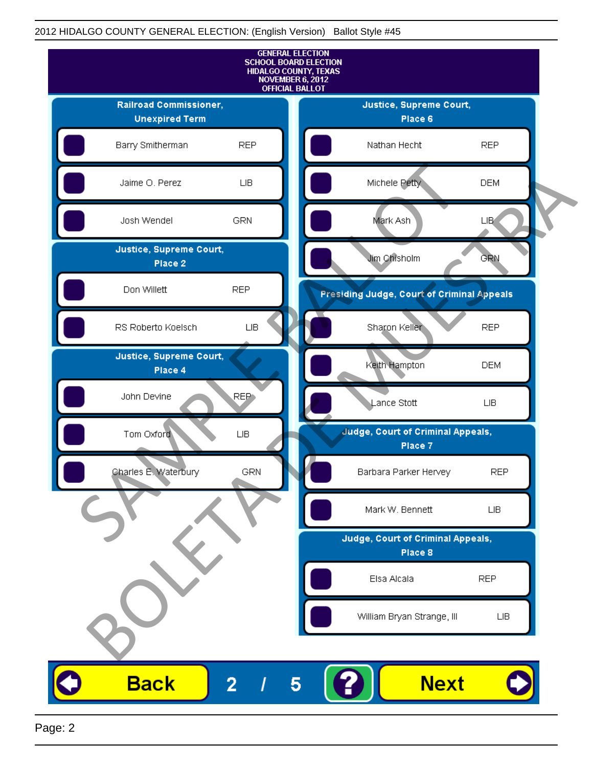GENERAL ELECTION
SCHOOL BOARD ELECTION
HIDALGO COUNTY, TEXAS
NOVEMBER 6, 2012
OFFICIAL BALLOT

## Railroad Commissioner, Unexpired Term

| Candidate | Party |
|---|---|
| Barry Smitherman | REP |
| Jaime O. Perez | LIB |
| Josh Wendel | GRN |

## Justice, Supreme Court, Place 2

| Candidate | Party |
|---|---|
| Don Willett | REP |
| RS Roberto Koelsch | LIB |

## Justice, Supreme Court, Place 4

| Candidate | Party |
|---|---|
| John Devine | REP |
| Tom Oxford | LIB |
| Charles E. Waterbury | GRN |

## Justice, Supreme Court, Place 6

| Candidate | Party |
|---|---|
| Nathan Hecht | REP |
| Michele Petty | DEM |
| Mark Ash | LIB |
| Jim Chisholm | GRN |

## Presiding Judge, Court of Criminal Appeals

| Candidate | Party |
|---|---|
| Sharon Keller | REP |
| Keith Hampton | DEM |
| Lance Stott | LIB |

## Judge, Court of Criminal Appeals, Place 7

| Candidate | Party |
|---|---|
| Barbara Parker Hervey | REP |
| Mark W. Bennett | LIB |

## Judge, Court of Criminal Appeals, Place 8

| Candidate | Party |
|---|---|
| Elsa Alcala | REP |
| William Bryan Strange, III | LIB |

SAMPLE BALLOT
BOLETA DE MUESTRA

Back 2 / 5 ? Next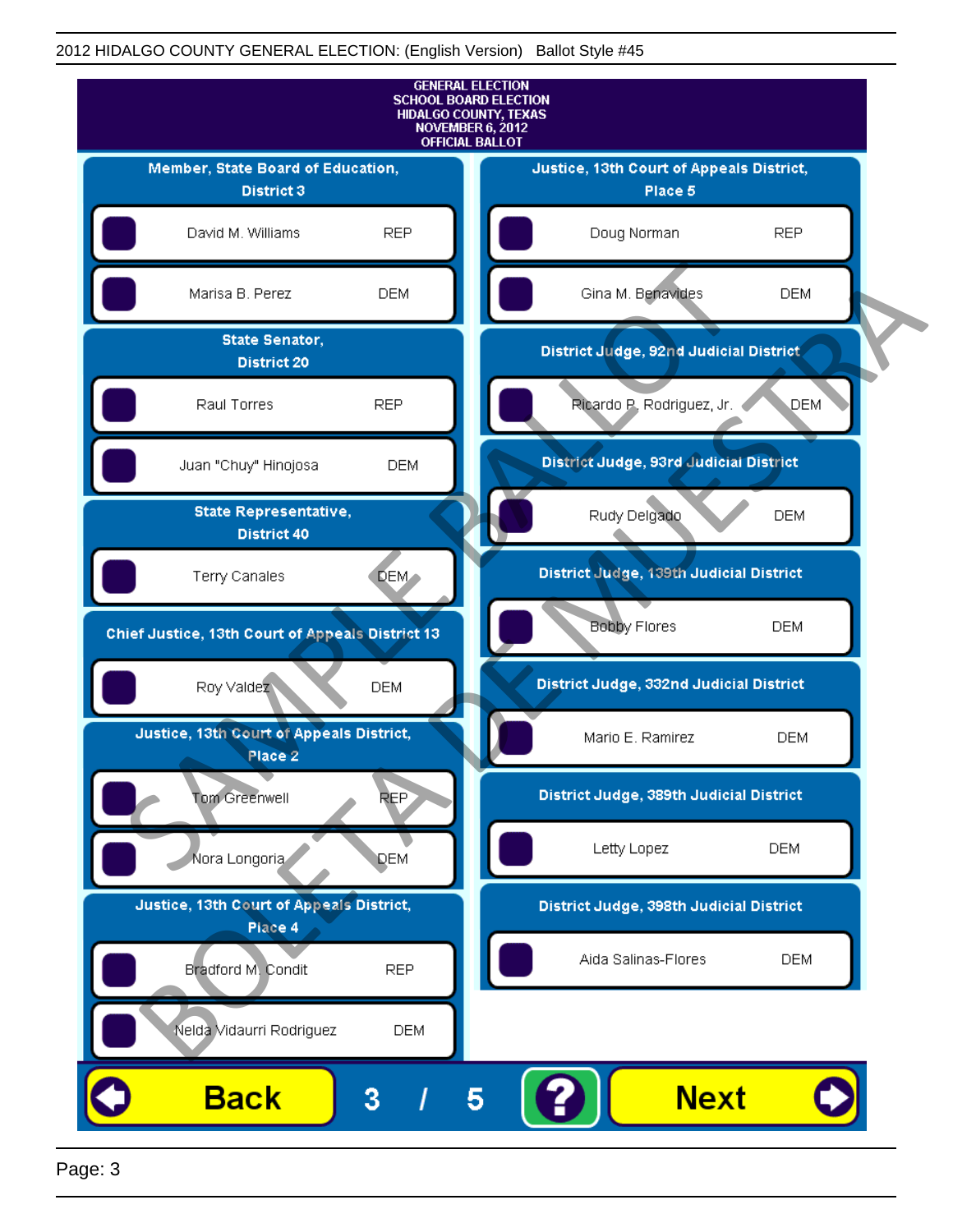GENERAL ELECTION
SCHOOL BOARD ELECTION
HIDALGO COUNTY, TEXAS
NOVEMBER 6, 2012
OFFICIAL BALLOT

### Member, State Board of Education, District 3

| Candidate | Party |
|---|---|
| David M. Williams | REP |
| Marisa B. Perez | DEM |

### State Senator, District 20

| Candidate | Party |
|---|---|
| Raul Torres | REP |
| Juan "Chuy" Hinojosa | DEM |

### State Representative, District 40

| Candidate | Party |
|---|---|
| Terry Canales | DEM |

### Chief Justice, 13th Court of Appeals District 13

| Candidate | Party |
|---|---|
| Roy Valdez | DEM |

### Justice, 13th Court of Appeals District, Place 2

| Candidate | Party |
|---|---|
| Tom Greenwell | REP |
| Nora Longoria | DEM |

### Justice, 13th Court of Appeals District, Place 4

| Candidate | Party |
|---|---|
| Bradford M. Condit | REP |
| Nelda Vidaurri Rodriguez | DEM |

### Justice, 13th Court of Appeals District, Place 5

| Candidate | Party |
|---|---|
| Doug Norman | REP |
| Gina M. Benavides | DEM |

### District Judge, 92nd Judicial District

| Candidate | Party |
|---|---|
| Ricardo P. Rodriguez, Jr. | DEM |

### District Judge, 93rd Judicial District

| Candidate | Party |
|---|---|
| Rudy Delgado | DEM |

### District Judge, 139th Judicial District

| Candidate | Party |
|---|---|
| Bobby Flores | DEM |

### District Judge, 332nd Judicial District

| Candidate | Party |
|---|---|
| Mario E. Ramirez | DEM |

### District Judge, 389th Judicial District

| Candidate | Party |
|---|---|
| Letty Lopez | DEM |

### District Judge, 398th Judicial District

| Candidate | Party |
|---|---|
| Aida Salinas-Flores | DEM |

SAMPLE BALLOT — BOLETA DE MUESTRA

Back 3 / 5 ? Next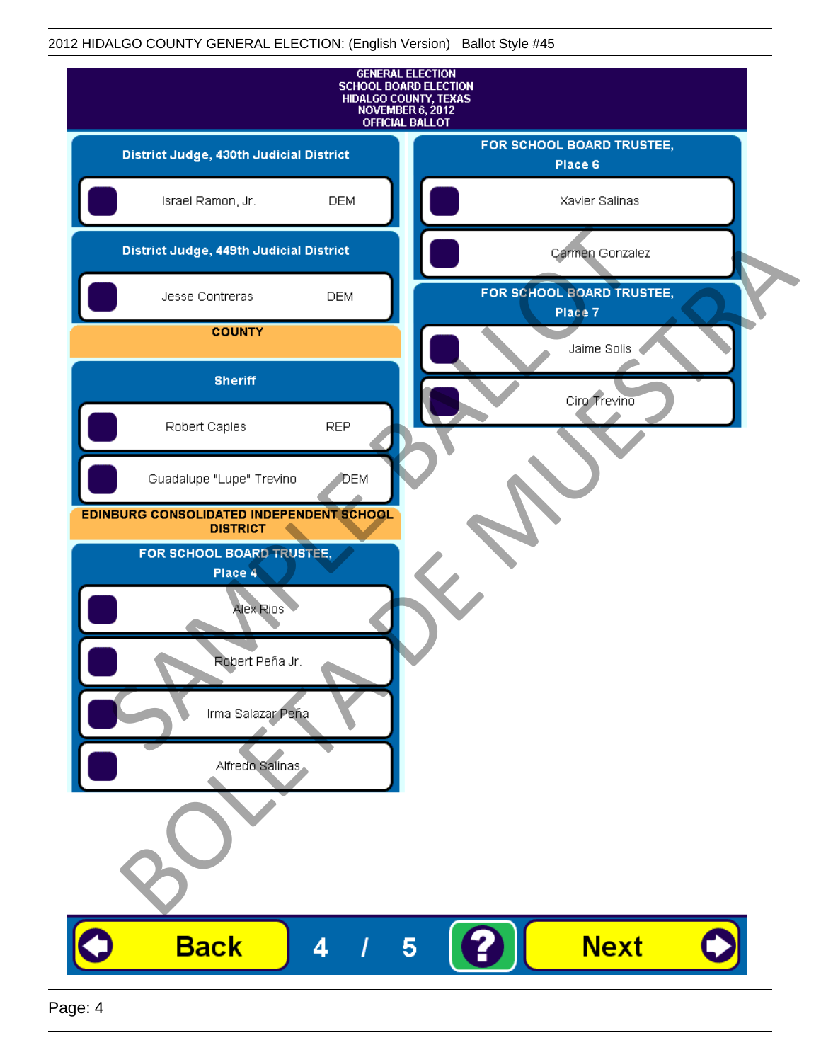2012 HIDALGO COUNTY GENERAL ELECTION: (English Version) Ballot Style #45

**GENERAL ELECTION**
**SCHOOL BOARD ELECTION**
**HIDALGO COUNTY, TEXAS**
**NOVEMBER 6, 2012**
**OFFICIAL BALLOT**

### District Judge, 430th Judicial District

- Israel Ramon, Jr. DEM

### District Judge, 449th Judicial District

- Jesse Contreras DEM

## COUNTY

### Sheriff

- Robert Caples REP
- Guadalupe "Lupe" Trevino DEM

## EDINBURG CONSOLIDATED INDEPENDENT SCHOOL DISTRICT

### FOR SCHOOL BOARD TRUSTEE, Place 4

- Alex Rios
- Robert Peña Jr.
- Irma Salazar Peña
- Alfredo Salinas

### FOR SCHOOL BOARD TRUSTEE, Place 6

- Xavier Salinas
- Carmen Gonzalez

### FOR SCHOOL BOARD TRUSTEE, Place 7

- Jaime Solis
- Ciro Trevino

SAMPLE BALLOT
BOLETA DE MUESTRA

Back 4 / 5 ? Next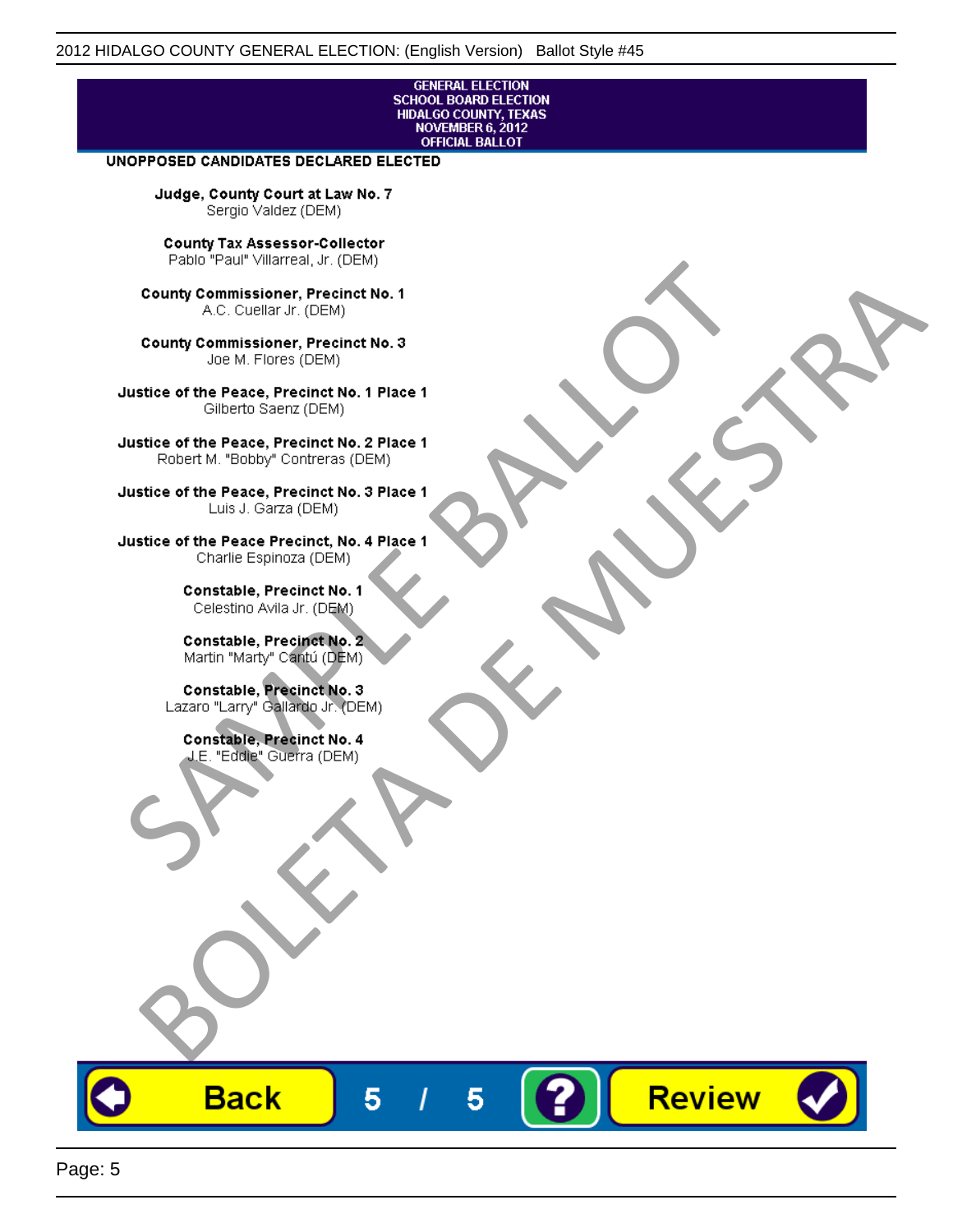GENERAL ELECTION
SCHOOL BOARD ELECTION
HIDALGO COUNTY, TEXAS
NOVEMBER 6, 2012
OFFICIAL BALLOT

**UNOPPOSED CANDIDATES DECLARED ELECTED**

**Judge, County Court at Law No. 7**
Sergio Valdez (DEM)

**County Tax Assessor-Collector**
Pablo "Paul" Villarreal, Jr. (DEM)

**County Commissioner, Precinct No. 1**
A.C. Cuellar Jr. (DEM)

**County Commissioner, Precinct No. 3**
Joe M. Flores (DEM)

**Justice of the Peace, Precinct No. 1 Place 1**
Gilberto Saenz (DEM)

**Justice of the Peace, Precinct No. 2 Place 1**
Robert M. "Bobby" Contreras (DEM)

**Justice of the Peace, Precinct No. 3 Place 1**
Luis J. Garza (DEM)

**Justice of the Peace Precinct, No. 4 Place 1**
Charlie Espinoza (DEM)

**Constable, Precinct No. 1**
Celestino Avila Jr. (DEM)

**Constable, Precinct No. 2**
Martin "Marty" Cantú (DEM)

**Constable, Precinct No. 3**
Lazaro "Larry" Gallardo Jr. (DEM)

**Constable, Precinct No. 4**
J.E. "Eddie" Guerra (DEM)

SAMPLE BALLOT
BOLETA DE MUESTRA

Back 5 / 5 ? Review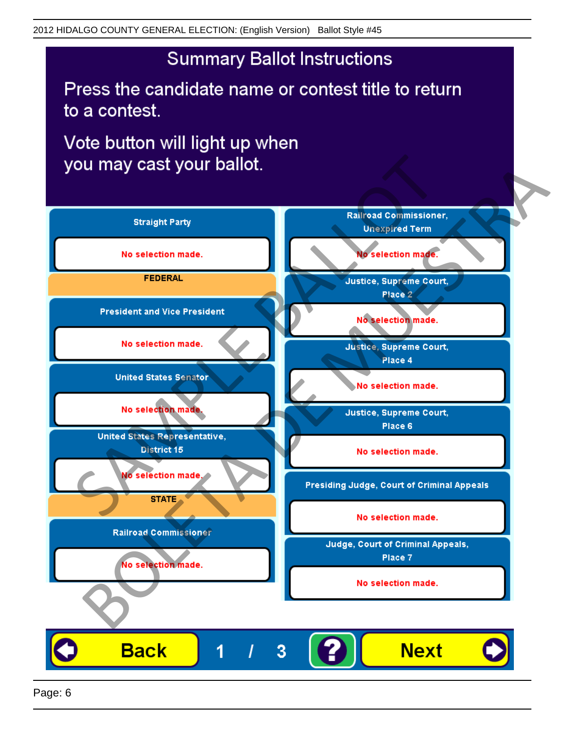# Summary Ballot Instructions

Press the candidate name or contest title to return to a contest.

Vote button will light up when you may cast your ballot.

**Straight Party**

No selection made.

**FEDERAL**

**President and Vice President**

No selection made.

**United States Senator**

No selection made.

**United States Representative, District 15**

No selection made.

**STATE**

**Railroad Commissioner**

No selection made.

**Railroad Commissioner, Unexpired Term**

No selection made.

**Justice, Supreme Court, Place 2**

No selection made.

**Justice, Supreme Court, Place 4**

No selection made.

**Justice, Supreme Court, Place 6**

No selection made.

**Presiding Judge, Court of Criminal Appeals**

No selection made.

**Judge, Court of Criminal Appeals, Place 7**

No selection made.

Back | 1 / 3 | ? | Next

SAMPLE BALLOT
BOLETA DE MUESTRA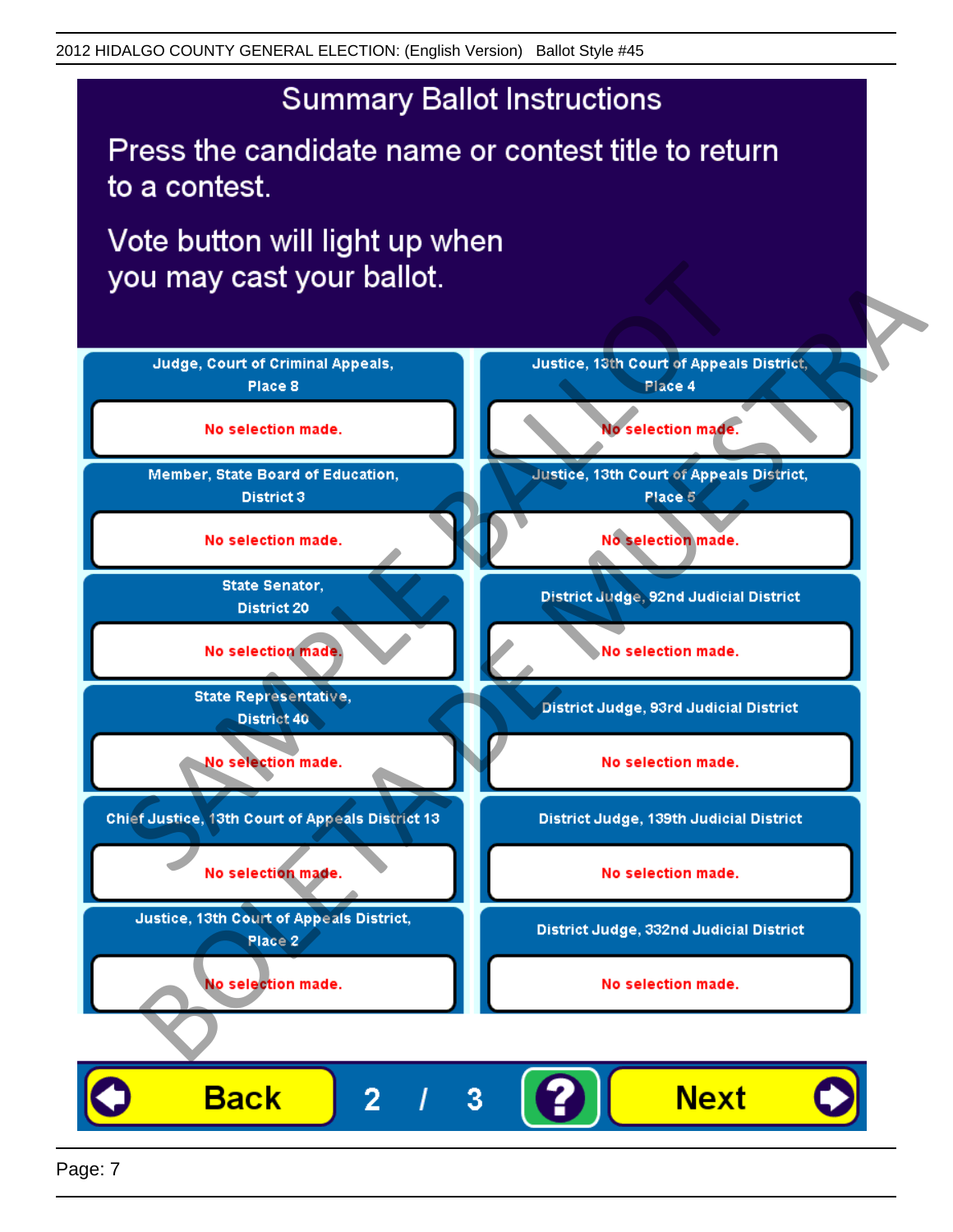# Summary Ballot Instructions

Press the candidate name or contest title to return to a contest.

Vote button will light up when you may cast your ballot.

| Contest | Selection |
| --- | --- |
| Judge, Court of Criminal Appeals, Place 8 | No selection made. |
| Member, State Board of Education, District 3 | No selection made. |
| State Senator, District 20 | No selection made. |
| State Representative, District 40 | No selection made. |
| Chief Justice, 13th Court of Appeals District 13 | No selection made. |
| Justice, 13th Court of Appeals District, Place 2 | No selection made. |
| Justice, 13th Court of Appeals District, Place 4 | No selection made. |
| Justice, 13th Court of Appeals District, Place 5 | No selection made. |
| District Judge, 92nd Judicial District | No selection made. |
| District Judge, 93rd Judicial District | No selection made. |
| District Judge, 139th Judicial District | No selection made. |
| District Judge, 332nd Judicial District | No selection made. |

Back 2 / 3 ? Next

SAMPLE BALLOT BOLETA DE MUESTRA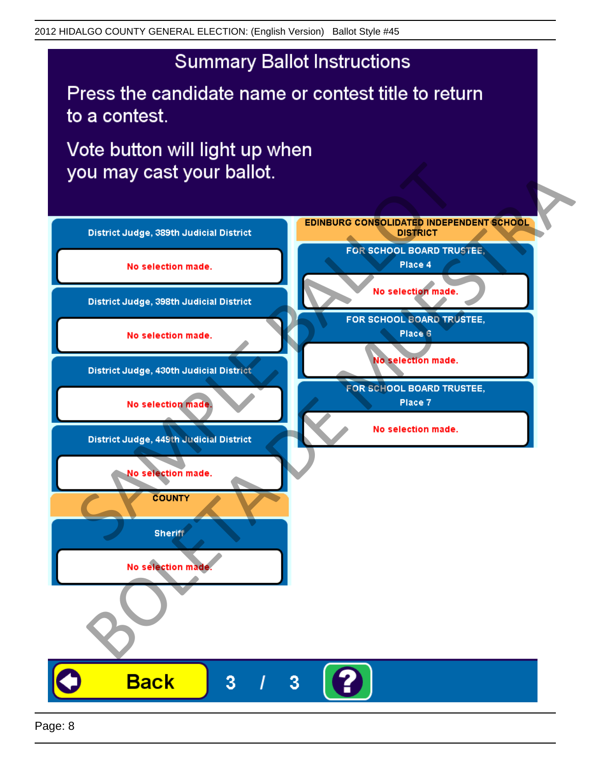2012 HIDALGO COUNTY GENERAL ELECTION: (English Version) Ballot Style #45

# Summary Ballot Instructions

Press the candidate name or contest title to return to a contest.

Vote button will light up when you may cast your ballot.

**District Judge, 389th Judicial District**

No selection made.

**District Judge, 398th Judicial District**

No selection made.

**District Judge, 430th Judicial District**

No selection made.

**District Judge, 449th Judicial District**

No selection made.

**COUNTY**

**Sheriff**

No selection made.

**EDINBURG CONSOLIDATED INDEPENDENT SCHOOL DISTRICT**

**FOR SCHOOL BOARD TRUSTEE, Place 4**

No selection made.

**FOR SCHOOL BOARD TRUSTEE, Place 6**

No selection made.

**FOR SCHOOL BOARD TRUSTEE, Place 7**

No selection made.

SAMPLE BALLOT
BOLETA DE MUESTRA

Back 3 / 3 ?